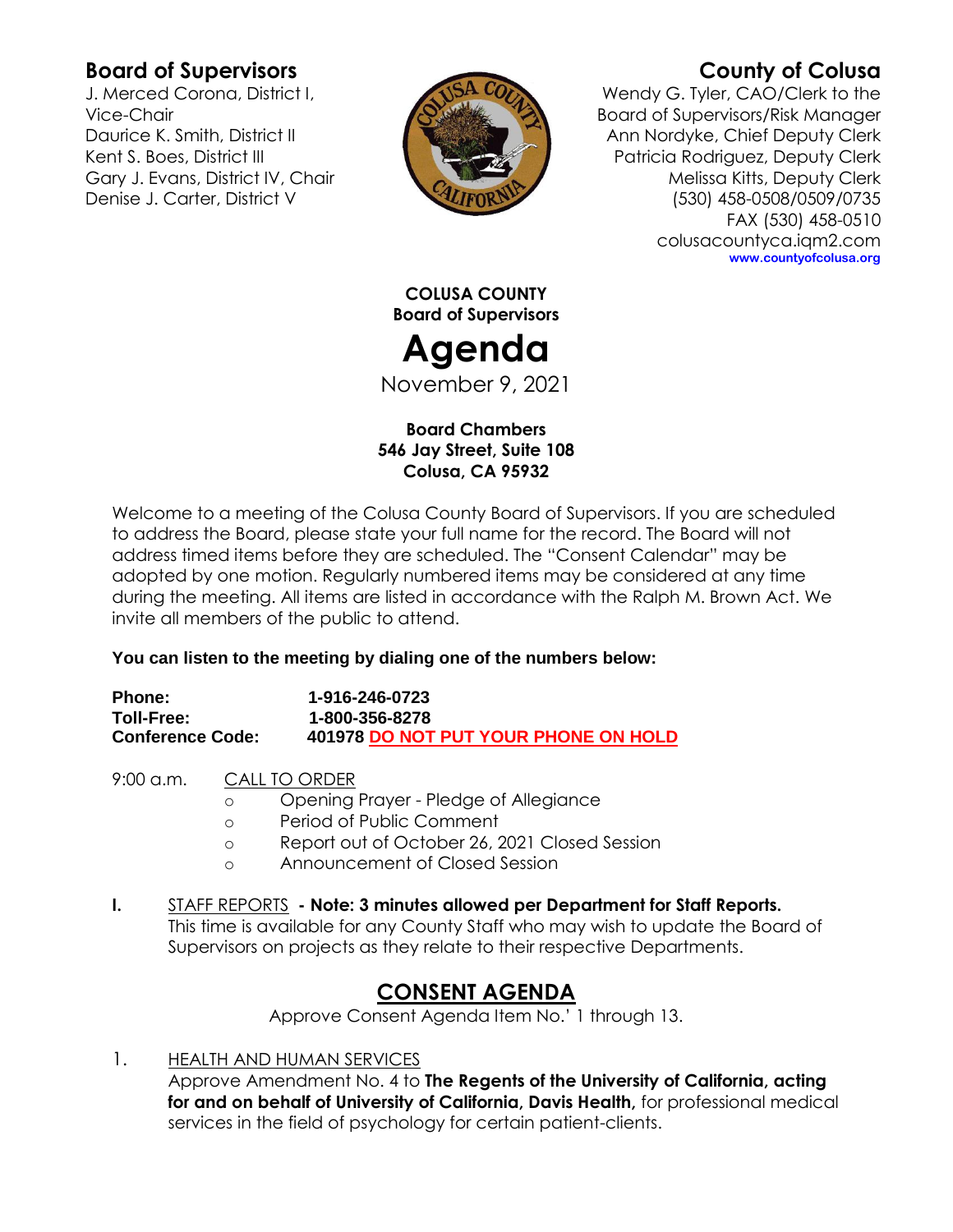**Board of Supervisors**
J. Merced Corona, District I, Vice-Chair
Daurice K. Smith, District II
Kent S. Boes, District III
Gary J. Evans, District IV, Chair
Denise J. Carter, District V

**County of Colusa**
Wendy G. Tyler, CAO/Clerk to the Board of Supervisors/Risk Manager
Ann Nordyke, Chief Deputy Clerk
Patricia Rodriguez, Deputy Clerk
Melissa Kitts, Deputy Clerk
(530) 458-0508/0509/0735
FAX (530) 458-0510
colusacountyca.iqm2.com
**www.countyofcolusa.org**

**COLUSA COUNTY**
**Board of Supervisors**

# Agenda

November 9, 2021

**Board Chambers**
**546 Jay Street, Suite 108**
**Colusa, CA 95932**

Welcome to a meeting of the Colusa County Board of Supervisors. If you are scheduled to address the Board, please state your full name for the record. The Board will not address timed items before they are scheduled. The "Consent Calendar" may be adopted by one motion. Regularly numbered items may be considered at any time during the meeting. All items are listed in accordance with the Ralph M. Brown Act. We invite all members of the public to attend.

**You can listen to the meeting by dialing one of the numbers below:**

**Phone:** **1-916-246-0723**
**Toll-Free:** **1-800-356-8278**
**Conference Code:** **401978 DO NOT PUT YOUR PHONE ON HOLD**

9:00 a.m. CALL TO ORDER

- Opening Prayer - Pledge of Allegiance
- Period of Public Comment
- Report out of October 26, 2021 Closed Session
- Announcement of Closed Session

**I.** STAFF REPORTS **- Note: 3 minutes allowed per Department for Staff Reports.** This time is available for any County Staff who may wish to update the Board of Supervisors on projects as they relate to their respective Departments.

## CONSENT AGENDA

Approve Consent Agenda Item No.' 1 through 13.

1. HEALTH AND HUMAN SERVICES
Approve Amendment No. 4 to **The Regents of the University of California, acting for and on behalf of University of California, Davis Health,** for professional medical services in the field of psychology for certain patient-clients.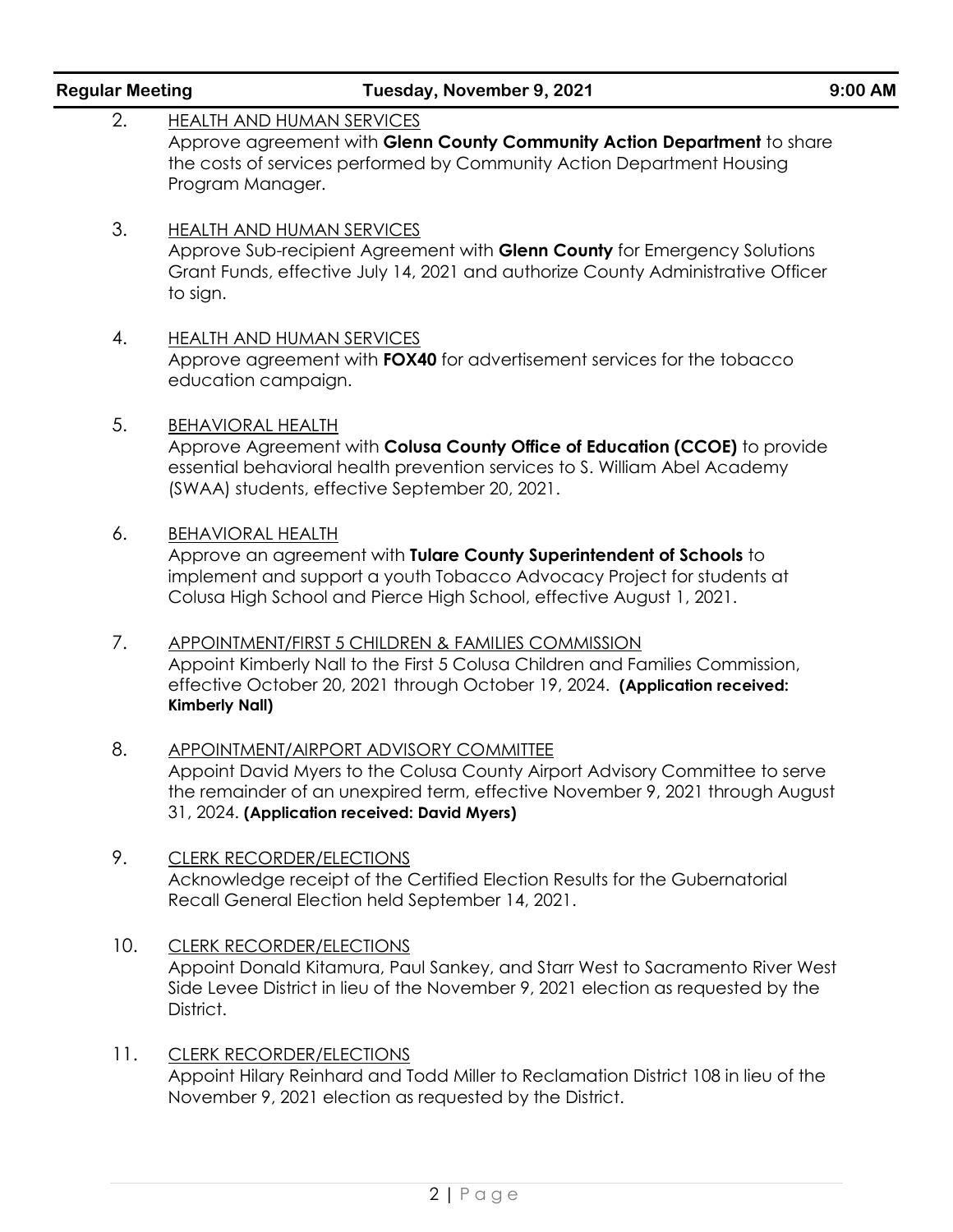2. <u>HEALTH AND HUMAN SERVICES</u>
   Approve agreement with **Glenn County Community Action Department** to share the costs of services performed by Community Action Department Housing Program Manager.

3. <u>HEALTH AND HUMAN SERVICES</u>
   Approve Sub-recipient Agreement with **Glenn County** for Emergency Solutions Grant Funds, effective July 14, 2021 and authorize County Administrative Officer to sign.

4. <u>HEALTH AND HUMAN SERVICES</u>
   Approve agreement with **FOX40** for advertisement services for the tobacco education campaign.

5. <u>BEHAVIORAL HEALTH</u>
   Approve Agreement with **Colusa County Office of Education (CCOE)** to provide essential behavioral health prevention services to S. William Abel Academy (SWAA) students, effective September 20, 2021.

6. <u>BEHAVIORAL HEALTH</u>
   Approve an agreement with **Tulare County Superintendent of Schools** to implement and support a youth Tobacco Advocacy Project for students at Colusa High School and Pierce High School, effective August 1, 2021.

7. <u>APPOINTMENT/FIRST 5 CHILDREN & FAMILIES COMMISSION</u>
   Appoint Kimberly Nall to the First 5 Colusa Children and Families Commission, effective October 20, 2021 through October 19, 2024. **(Application received: Kimberly Nall)**

8. <u>APPOINTMENT/AIRPORT ADVISORY COMMITTEE</u>
   Appoint David Myers to the Colusa County Airport Advisory Committee to serve the remainder of an unexpired term, effective November 9, 2021 through August 31, 2024. **(Application received: David Myers)**

9. <u>CLERK RECORDER/ELECTIONS</u>
   Acknowledge receipt of the Certified Election Results for the Gubernatorial Recall General Election held September 14, 2021.

10. <u>CLERK RECORDER/ELECTIONS</u>
    Appoint Donald Kitamura, Paul Sankey, and Starr West to Sacramento River West Side Levee District in lieu of the November 9, 2021 election as requested by the District.

11. <u>CLERK RECORDER/ELECTIONS</u>
    Appoint Hilary Reinhard and Todd Miller to Reclamation District 108 in lieu of the November 9, 2021 election as requested by the District.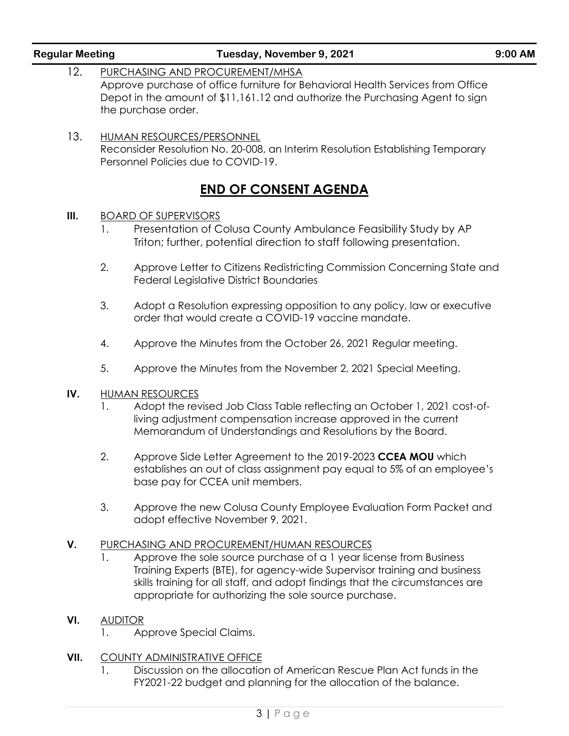12. PURCHASING AND PROCUREMENT/MHSA
    Approve purchase of office furniture for Behavioral Health Services from Office Depot in the amount of $11,161.12 and authorize the Purchasing Agent to sign the purchase order.

13. HUMAN RESOURCES/PERSONNEL
    Reconsider Resolution No. 20-008, an Interim Resolution Establishing Temporary Personnel Policies due to COVID-19.

## END OF CONSENT AGENDA

**III.** BOARD OF SUPERVISORS

1. Presentation of Colusa County Ambulance Feasibility Study by AP Triton; further, potential direction to staff following presentation.
2. Approve Letter to Citizens Redistricting Commission Concerning State and Federal Legislative District Boundaries
3. Adopt a Resolution expressing opposition to any policy, law or executive order that would create a COVID-19 vaccine mandate.
4. Approve the Minutes from the October 26, 2021 Regular meeting.
5. Approve the Minutes from the November 2, 2021 Special Meeting.

**IV.** HUMAN RESOURCES

1. Adopt the revised Job Class Table reflecting an October 1, 2021 cost-of-living adjustment compensation increase approved in the current Memorandum of Understandings and Resolutions by the Board.
2. Approve Side Letter Agreement to the 2019-2023 **CCEA MOU** which establishes an out of class assignment pay equal to 5% of an employee's base pay for CCEA unit members.
3. Approve the new Colusa County Employee Evaluation Form Packet and adopt effective November 9, 2021.

**V.** PURCHASING AND PROCUREMENT/HUMAN RESOURCES

1. Approve the sole source purchase of a 1 year license from Business Training Experts (BTE), for agency-wide Supervisor training and business skills training for all staff, and adopt findings that the circumstances are appropriate for authorizing the sole source purchase.

**VI.** AUDITOR

1. Approve Special Claims.

**VII.** COUNTY ADMINISTRATIVE OFFICE

1. Discussion on the allocation of American Rescue Plan Act funds in the FY2021-22 budget and planning for the allocation of the balance.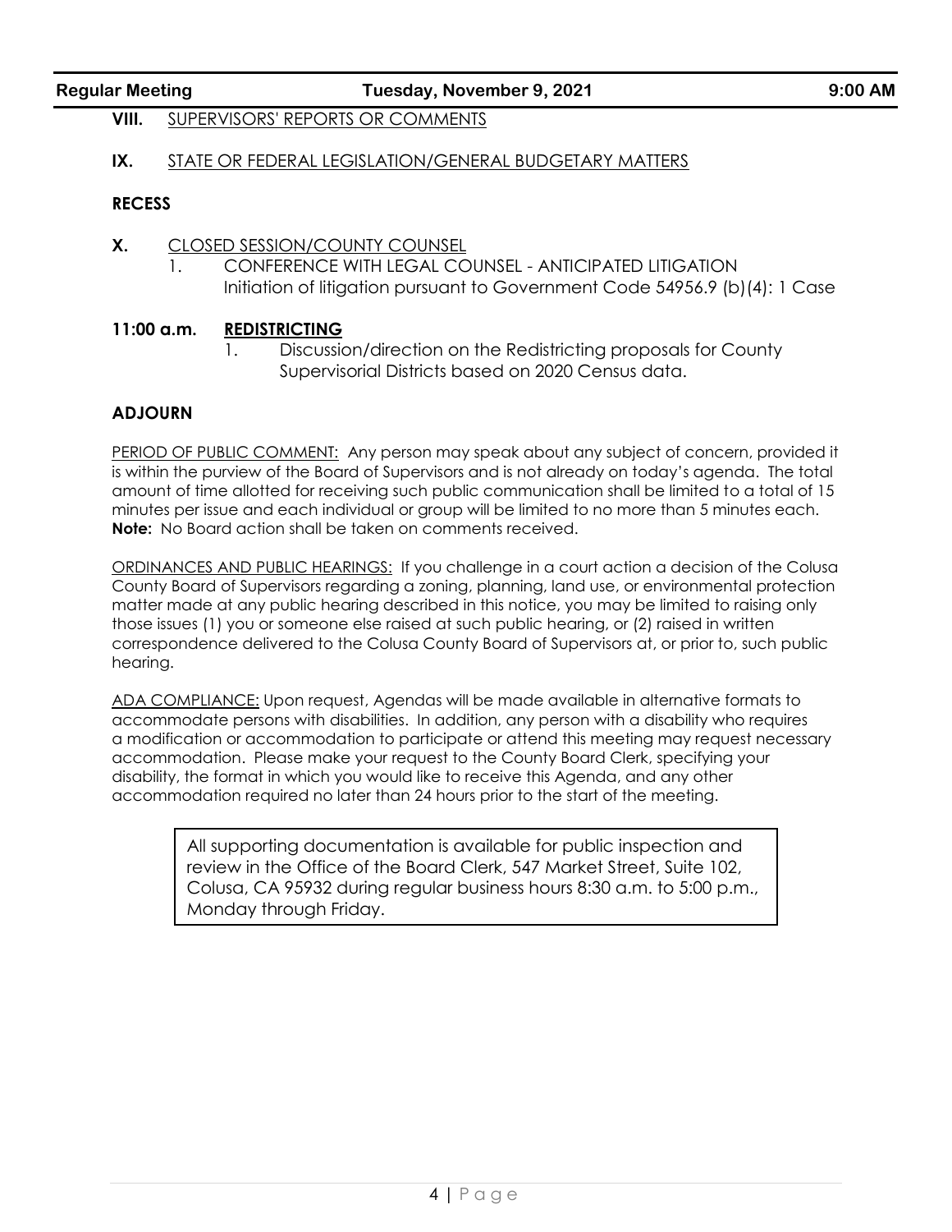**VIII.** SUPERVISORS' REPORTS OR COMMENTS

**IX.** STATE OR FEDERAL LEGISLATION/GENERAL BUDGETARY MATTERS

**RECESS**

**X.** CLOSED SESSION/COUNTY COUNSEL

1. CONFERENCE WITH LEGAL COUNSEL - ANTICIPATED LITIGATION
   Initiation of litigation pursuant to Government Code 54956.9 (b)(4): 1 Case

**11:00 a.m.** **REDISTRICTING**

1. Discussion/direction on the Redistricting proposals for County Supervisorial Districts based on 2020 Census data.

**ADJOURN**

PERIOD OF PUBLIC COMMENT: Any person may speak about any subject of concern, provided it is within the purview of the Board of Supervisors and is not already on today's agenda. The total amount of time allotted for receiving such public communication shall be limited to a total of 15 minutes per issue and each individual or group will be limited to no more than 5 minutes each. **Note:** No Board action shall be taken on comments received.

ORDINANCES AND PUBLIC HEARINGS: If you challenge in a court action a decision of the Colusa County Board of Supervisors regarding a zoning, planning, land use, or environmental protection matter made at any public hearing described in this notice, you may be limited to raising only those issues (1) you or someone else raised at such public hearing, or (2) raised in written correspondence delivered to the Colusa County Board of Supervisors at, or prior to, such public hearing.

ADA COMPLIANCE: Upon request, Agendas will be made available in alternative formats to accommodate persons with disabilities. In addition, any person with a disability who requires a modification or accommodation to participate or attend this meeting may request necessary accommodation. Please make your request to the County Board Clerk, specifying your disability, the format in which you would like to receive this Agenda, and any other accommodation required no later than 24 hours prior to the start of the meeting.

All supporting documentation is available for public inspection and review in the Office of the Board Clerk, 547 Market Street, Suite 102, Colusa, CA 95932 during regular business hours 8:30 a.m. to 5:00 p.m., Monday through Friday.